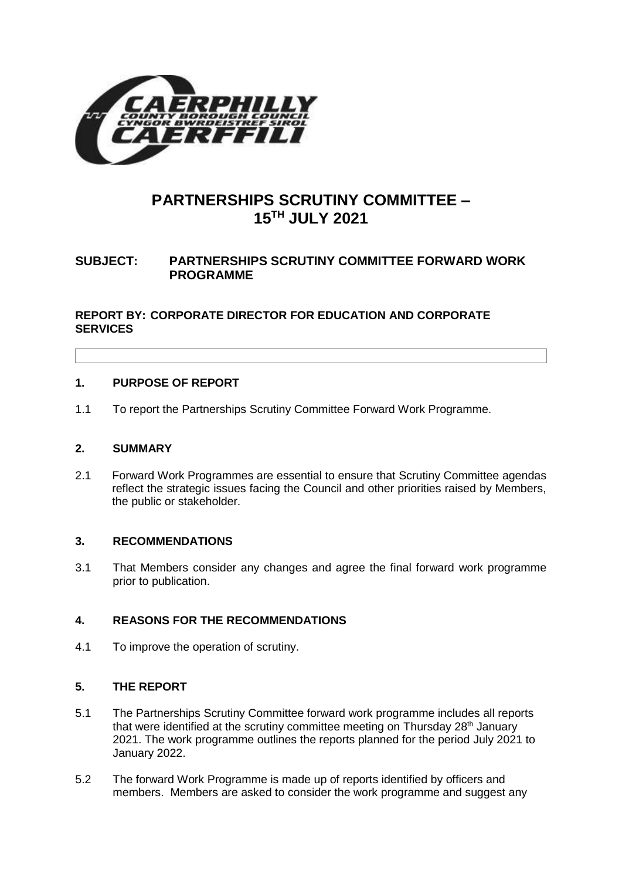# PARTNERSHIPS SCRUTINY COMMITTEE – 15TH JULY 2021

**SUBJECT: PARTNERSHIPS SCRUTINY COMMITTEE FORWARD WORK PROGRAMME**

**REPORT BY: CORPORATE DIRECTOR FOR EDUCATION AND CORPORATE SERVICES**

## 1. PURPOSE OF REPORT

1.1 To report the Partnerships Scrutiny Committee Forward Work Programme.

## 2. SUMMARY

2.1 Forward Work Programmes are essential to ensure that Scrutiny Committee agendas reflect the strategic issues facing the Council and other priorities raised by Members, the public or stakeholder.

## 3. RECOMMENDATIONS

3.1 That Members consider any changes and agree the final forward work programme prior to publication.

## 4. REASONS FOR THE RECOMMENDATIONS

4.1 To improve the operation of scrutiny.

## 5. THE REPORT

5.1 The Partnerships Scrutiny Committee forward work programme includes all reports that were identified at the scrutiny committee meeting on Thursday 28th January 2021. The work programme outlines the reports planned for the period July 2021 to January 2022.

5.2 The forward Work Programme is made up of reports identified by officers and members. Members are asked to consider the work programme and suggest any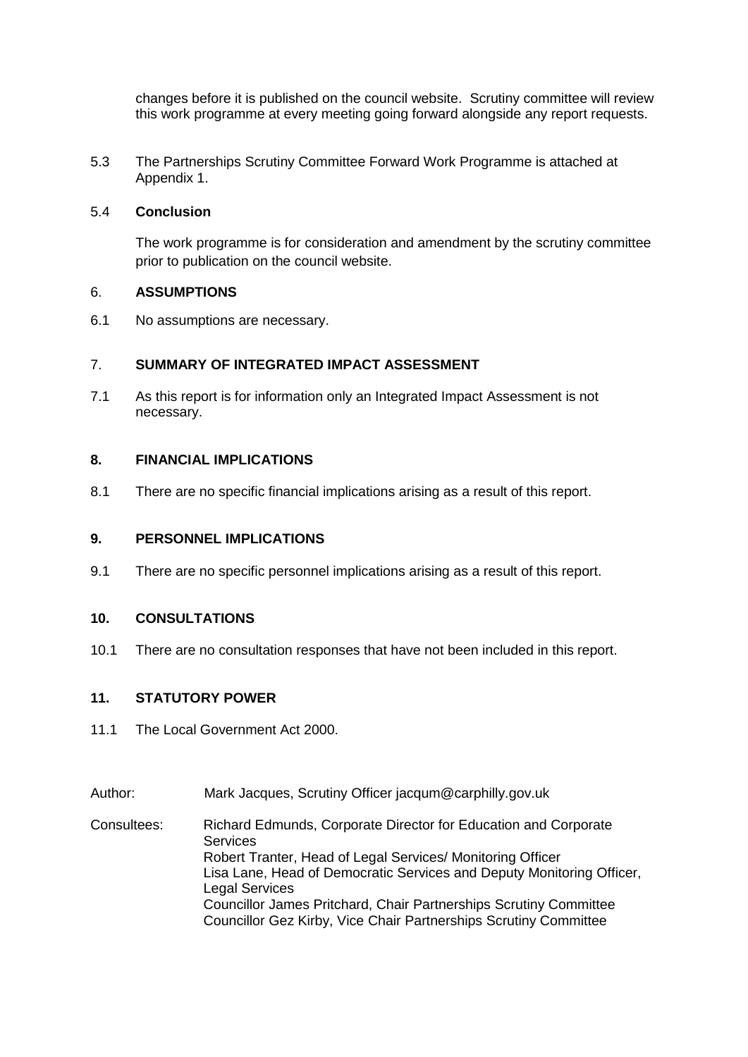changes before it is published on the council website. Scrutiny committee will review this work programme at every meeting going forward alongside any report requests.

5.3 The Partnerships Scrutiny Committee Forward Work Programme is attached at Appendix 1.

5.4 **Conclusion**

The work programme is for consideration and amendment by the scrutiny committee prior to publication on the council website.

## 6. ASSUMPTIONS

6.1 No assumptions are necessary.

## 7. SUMMARY OF INTEGRATED IMPACT ASSESSMENT

7.1 As this report is for information only an Integrated Impact Assessment is not necessary.

## 8. FINANCIAL IMPLICATIONS

8.1 There are no specific financial implications arising as a result of this report.

## 9. PERSONNEL IMPLICATIONS

9.1 There are no specific personnel implications arising as a result of this report.

## 10. CONSULTATIONS

10.1 There are no consultation responses that have not been included in this report.

## 11. STATUTORY POWER

11.1 The Local Government Act 2000.

Author: Mark Jacques, Scrutiny Officer jacqum@carphilly.gov.uk

Consultees: Richard Edmunds, Corporate Director for Education and Corporate Services
Robert Tranter, Head of Legal Services/ Monitoring Officer
Lisa Lane, Head of Democratic Services and Deputy Monitoring Officer, Legal Services
Councillor James Pritchard, Chair Partnerships Scrutiny Committee
Councillor Gez Kirby, Vice Chair Partnerships Scrutiny Committee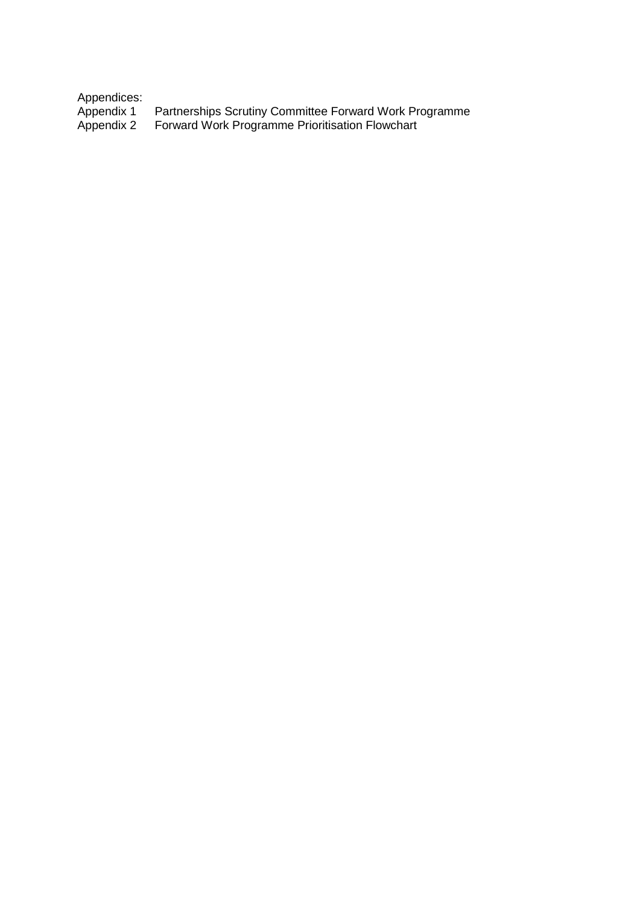Appendices:

Appendix 1 Partnerships Scrutiny Committee Forward Work Programme

Appendix 2 Forward Work Programme Prioritisation Flowchart